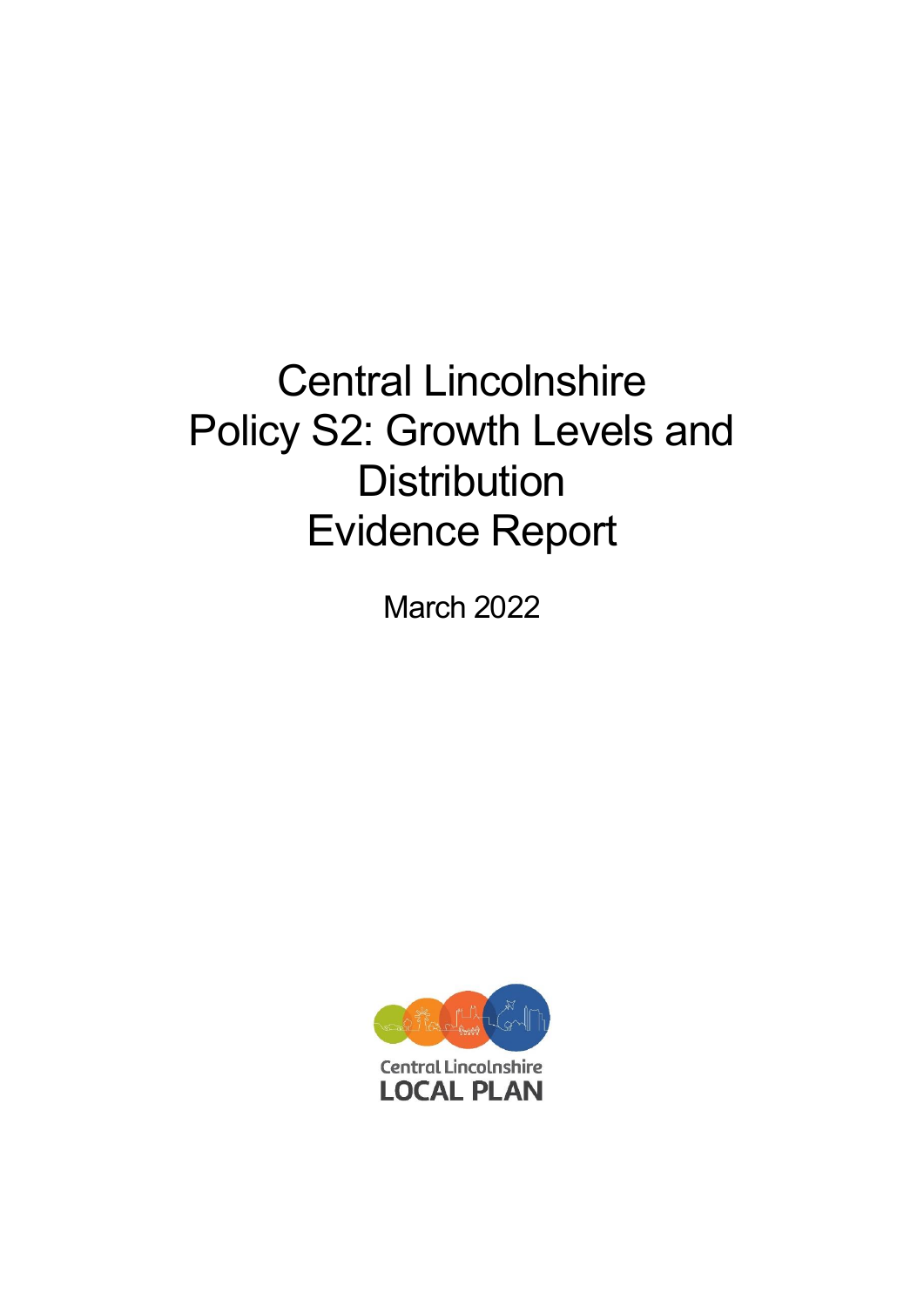# Central Lincolnshire Policy S2: Growth Levels and Distribution Evidence Report

March 2022

Central Lincolnshire
LOCAL PLAN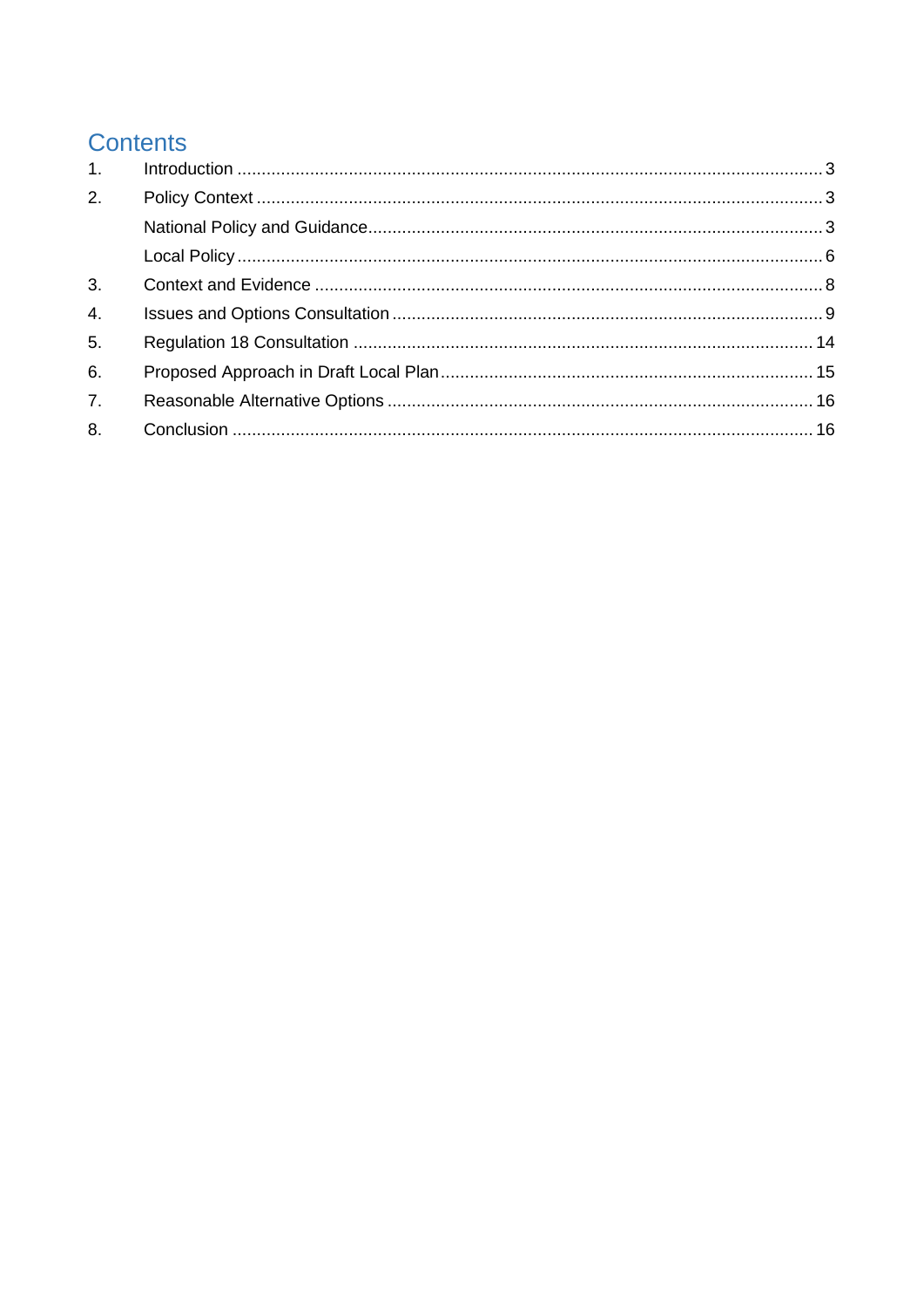# Contents

1. Introduction ........................................................................................................................ 3
2. Policy Context .................................................................................................................... 3
   - National Policy and Guidance ............................................................................................. 3
   - Local Policy ....................................................................................................................... 6
3. Context and Evidence ........................................................................................................ 8
4. Issues and Options Consultation ........................................................................................ 9
5. Regulation 18 Consultation .............................................................................................. 14
6. Proposed Approach in Draft Local Plan ............................................................................ 15
7. Reasonable Alternative Options ....................................................................................... 16
8. Conclusion ....................................................................................................................... 16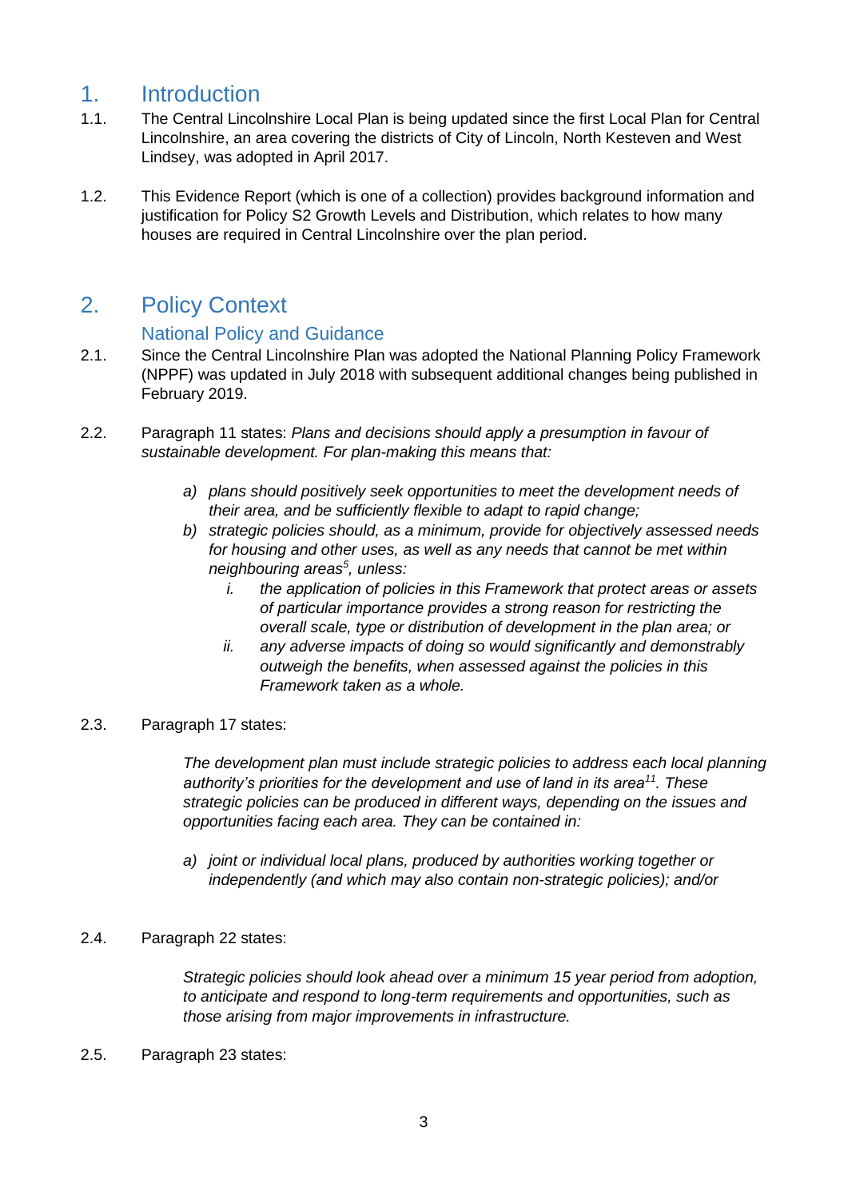# 1. Introduction

1.1. The Central Lincolnshire Local Plan is being updated since the first Local Plan for Central Lincolnshire, an area covering the districts of City of Lincoln, North Kesteven and West Lindsey, was adopted in April 2017.

1.2. This Evidence Report (which is one of a collection) provides background information and justification for Policy S2 Growth Levels and Distribution, which relates to how many houses are required in Central Lincolnshire over the plan period.

# 2. Policy Context

## National Policy and Guidance

2.1. Since the Central Lincolnshire Plan was adopted the National Planning Policy Framework (NPPF) was updated in July 2018 with subsequent additional changes being published in February 2019.

2.2. Paragraph 11 states: *Plans and decisions should apply a presumption in favour of sustainable development. For plan-making this means that:*

> *a) plans should positively seek opportunities to meet the development needs of their area, and be sufficiently flexible to adapt to rapid change;*
>
> *b) strategic policies should, as a minimum, provide for objectively assessed needs for housing and other uses, as well as any needs that cannot be met within neighbouring areas[5], unless:*
>
> *i. the application of policies in this Framework that protect areas or assets of particular importance provides a strong reason for restricting the overall scale, type or distribution of development in the plan area; or*
>
> *ii. any adverse impacts of doing so would significantly and demonstrably outweigh the benefits, when assessed against the policies in this Framework taken as a whole.*

2.3. Paragraph 17 states:

> *The development plan must include strategic policies to address each local planning authority's priorities for the development and use of land in its area[11]. These strategic policies can be produced in different ways, depending on the issues and opportunities facing each area. They can be contained in:*
>
> *a) joint or individual local plans, produced by authorities working together or independently (and which may also contain non-strategic policies); and/or*

2.4. Paragraph 22 states:

> *Strategic policies should look ahead over a minimum 15 year period from adoption, to anticipate and respond to long-term requirements and opportunities, such as those arising from major improvements in infrastructure.*

2.5. Paragraph 23 states: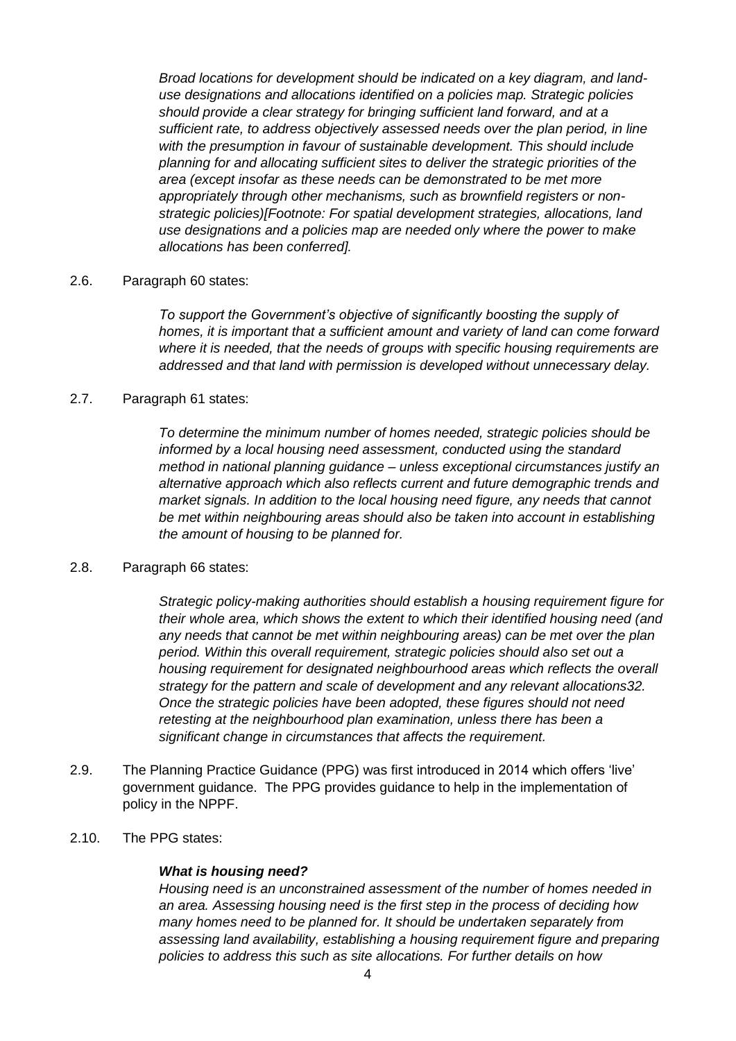*Broad locations for development should be indicated on a key diagram, and land-use designations and allocations identified on a policies map. Strategic policies should provide a clear strategy for bringing sufficient land forward, and at a sufficient rate, to address objectively assessed needs over the plan period, in line with the presumption in favour of sustainable development. This should include planning for and allocating sufficient sites to deliver the strategic priorities of the area (except insofar as these needs can be demonstrated to be met more appropriately through other mechanisms, such as brownfield registers or non-strategic policies)[Footnote: For spatial development strategies, allocations, land use designations and a policies map are needed only where the power to make allocations has been conferred].*

2.6. Paragraph 60 states:

> *To support the Government's objective of significantly boosting the supply of homes, it is important that a sufficient amount and variety of land can come forward where it is needed, that the needs of groups with specific housing requirements are addressed and that land with permission is developed without unnecessary delay.*

2.7. Paragraph 61 states:

> *To determine the minimum number of homes needed, strategic policies should be informed by a local housing need assessment, conducted using the standard method in national planning guidance – unless exceptional circumstances justify an alternative approach which also reflects current and future demographic trends and market signals. In addition to the local housing need figure, any needs that cannot be met within neighbouring areas should also be taken into account in establishing the amount of housing to be planned for.*

2.8. Paragraph 66 states:

> *Strategic policy-making authorities should establish a housing requirement figure for their whole area, which shows the extent to which their identified housing need (and any needs that cannot be met within neighbouring areas) can be met over the plan period. Within this overall requirement, strategic policies should also set out a housing requirement for designated neighbourhood areas which reflects the overall strategy for the pattern and scale of development and any relevant allocations32. Once the strategic policies have been adopted, these figures should not need retesting at the neighbourhood plan examination, unless there has been a significant change in circumstances that affects the requirement.*

2.9. The Planning Practice Guidance (PPG) was first introduced in 2014 which offers 'live' government guidance. The PPG provides guidance to help in the implementation of policy in the NPPF.

2.10. The PPG states:

> ***What is housing need?***
> *Housing need is an unconstrained assessment of the number of homes needed in an area. Assessing housing need is the first step in the process of deciding how many homes need to be planned for. It should be undertaken separately from assessing land availability, establishing a housing requirement figure and preparing policies to address this such as site allocations. For further details on how*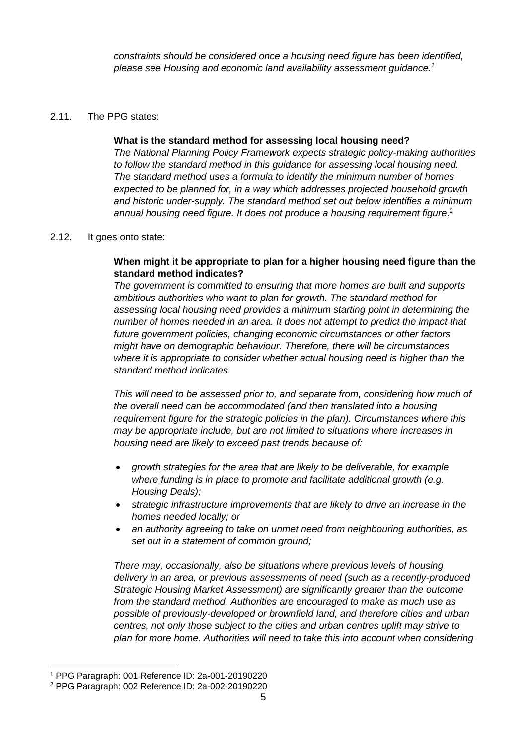*constraints should be considered once a housing need figure has been identified, please see Housing and economic land availability assessment guidance.*[1]

2.11. The PPG states:

> **What is the standard method for assessing local housing need?**
> *The National Planning Policy Framework expects strategic policy-making authorities to follow the standard method in this guidance for assessing local housing need. The standard method uses a formula to identify the minimum number of homes expected to be planned for, in a way which addresses projected household growth and historic under-supply. The standard method set out below identifies a minimum annual housing need figure. It does not produce a housing requirement figure*.[2]

2.12. It goes onto state:

> **When might it be appropriate to plan for a higher housing need figure than the standard method indicates?**
> *The government is committed to ensuring that more homes are built and supports ambitious authorities who want to plan for growth. The standard method for assessing local housing need provides a minimum starting point in determining the number of homes needed in an area. It does not attempt to predict the impact that future government policies, changing economic circumstances or other factors might have on demographic behaviour. Therefore, there will be circumstances where it is appropriate to consider whether actual housing need is higher than the standard method indicates.*
>
> *This will need to be assessed prior to, and separate from, considering how much of the overall need can be accommodated (and then translated into a housing requirement figure for the strategic policies in the plan). Circumstances where this may be appropriate include, but are not limited to situations where increases in housing need are likely to exceed past trends because of:*
>
> - *growth strategies for the area that are likely to be deliverable, for example where funding is in place to promote and facilitate additional growth (e.g. Housing Deals);*
> - *strategic infrastructure improvements that are likely to drive an increase in the homes needed locally; or*
> - *an authority agreeing to take on unmet need from neighbouring authorities, as set out in a statement of common ground;*
>
> *There may, occasionally, also be situations where previous levels of housing delivery in an area, or previous assessments of need (such as a recently-produced Strategic Housing Market Assessment) are significantly greater than the outcome from the standard method. Authorities are encouraged to make as much use as possible of previously-developed or brownfield land, and therefore cities and urban centres, not only those subject to the cities and urban centres uplift may strive to plan for more home. Authorities will need to take this into account when considering*

[1] PPG Paragraph: 001 Reference ID: 2a-001-20190220

[2] PPG Paragraph: 002 Reference ID: 2a-002-20190220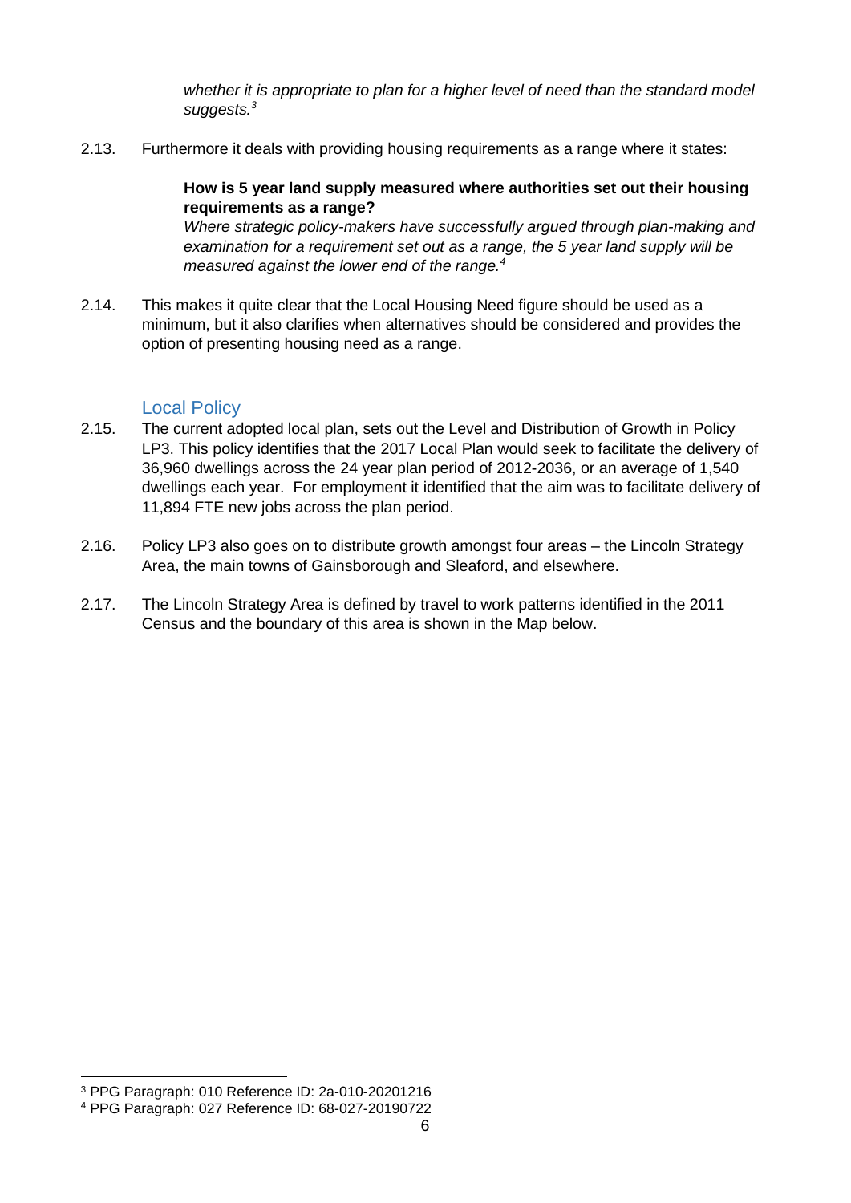*whether it is appropriate to plan for a higher level of need than the standard model suggests.*[3]

2.13. Furthermore it deals with providing housing requirements as a range where it states:

> **How is 5 year land supply measured where authorities set out their housing requirements as a range?**
> *Where strategic policy-makers have successfully argued through plan-making and examination for a requirement set out as a range, the 5 year land supply will be measured against the lower end of the range.*[4]

2.14. This makes it quite clear that the Local Housing Need figure should be used as a minimum, but it also clarifies when alternatives should be considered and provides the option of presenting housing need as a range.

## Local Policy

2.15. The current adopted local plan, sets out the Level and Distribution of Growth in Policy LP3. This policy identifies that the 2017 Local Plan would seek to facilitate the delivery of 36,960 dwellings across the 24 year plan period of 2012-2036, or an average of 1,540 dwellings each year. For employment it identified that the aim was to facilitate delivery of 11,894 FTE new jobs across the plan period.

2.16. Policy LP3 also goes on to distribute growth amongst four areas – the Lincoln Strategy Area, the main towns of Gainsborough and Sleaford, and elsewhere.

2.17. The Lincoln Strategy Area is defined by travel to work patterns identified in the 2011 Census and the boundary of this area is shown in the Map below.

---

[3] PPG Paragraph: 010 Reference ID: 2a-010-20201216

[4] PPG Paragraph: 027 Reference ID: 68-027-20190722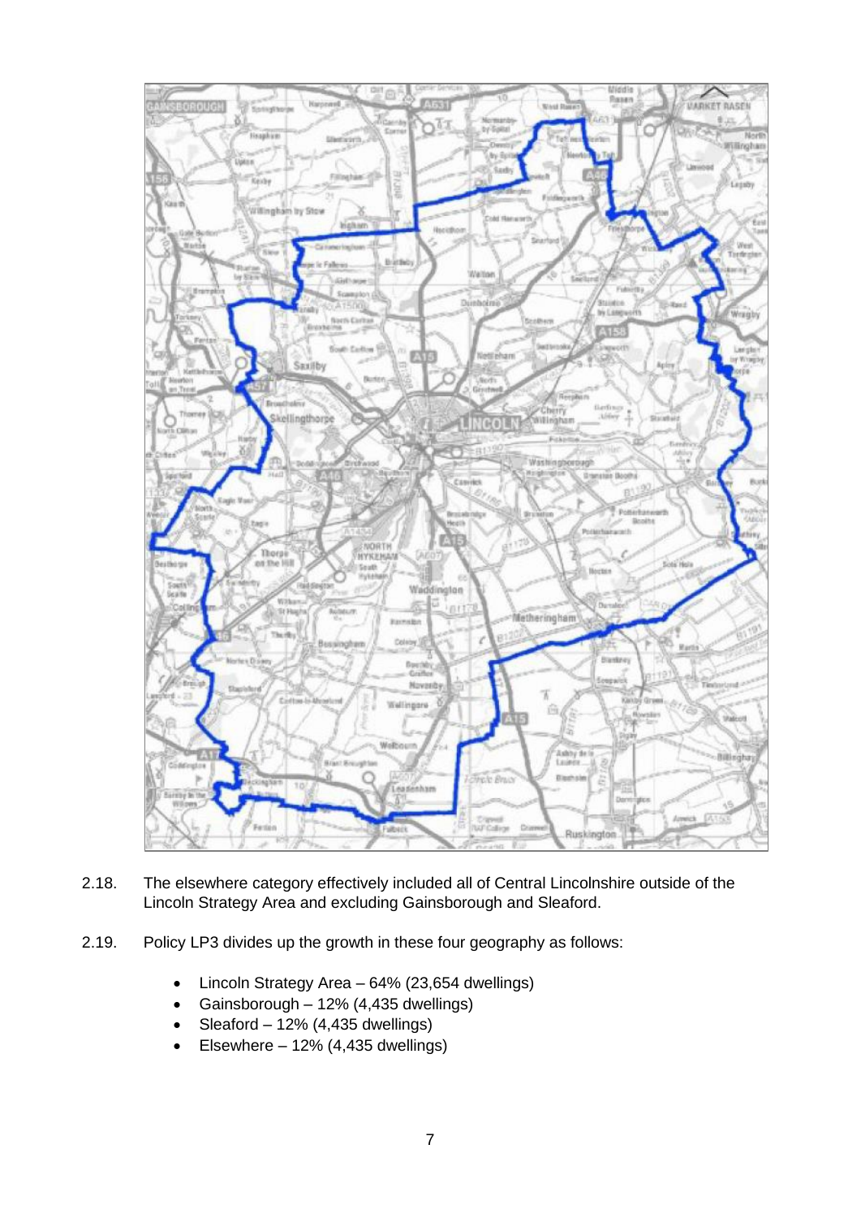2.18. The elsewhere category effectively included all of Central Lincolnshire outside of the Lincoln Strategy Area and excluding Gainsborough and Sleaford.

2.19. Policy LP3 divides up the growth in these four geography as follows:

- Lincoln Strategy Area – 64% (23,654 dwellings)
- Gainsborough – 12% (4,435 dwellings)
- Sleaford – 12% (4,435 dwellings)
- Elsewhere – 12% (4,435 dwellings)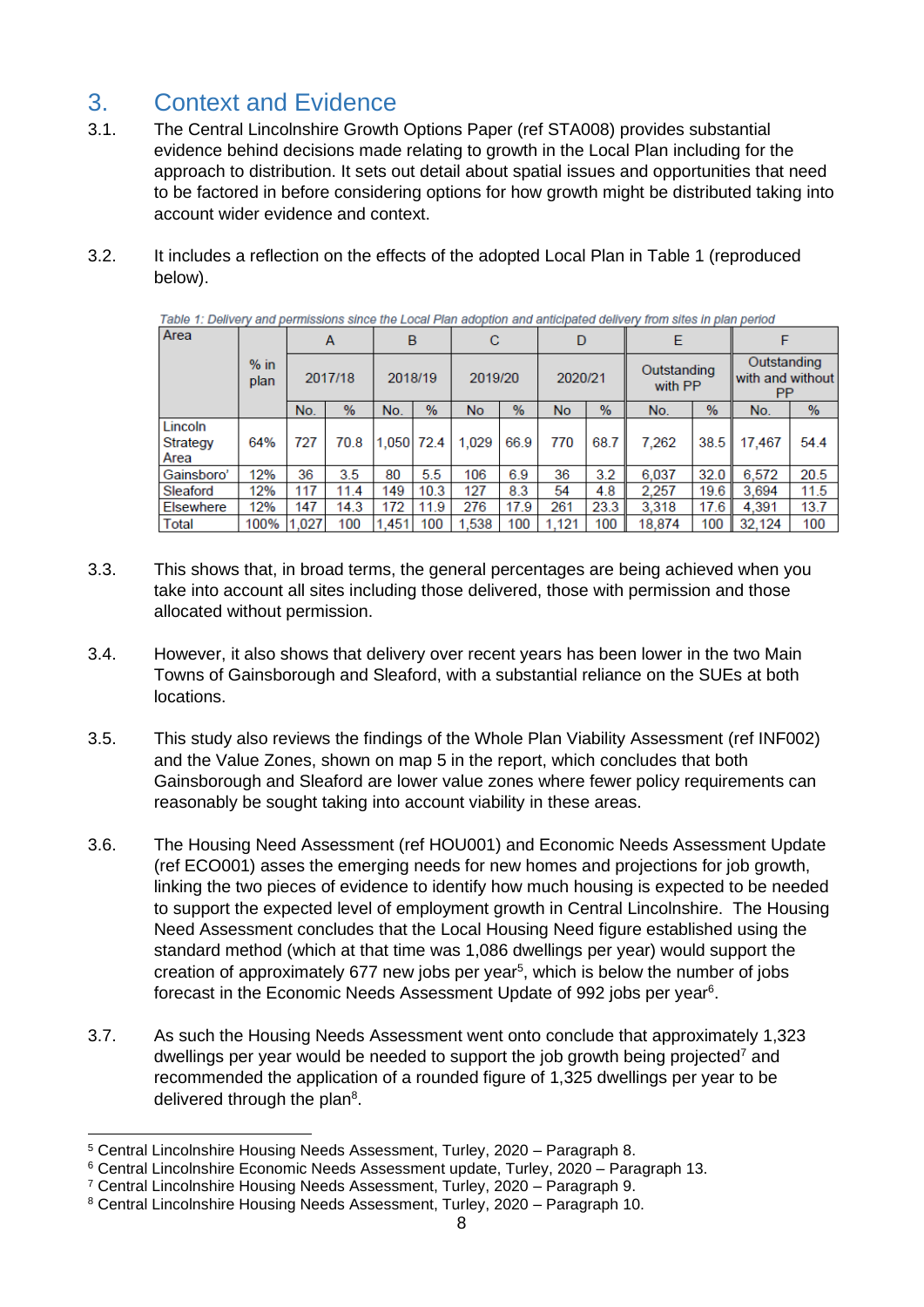## 3. Context and Evidence

3.1. The Central Lincolnshire Growth Options Paper (ref STA008) provides substantial evidence behind decisions made relating to growth in the Local Plan including for the approach to distribution. It sets out detail about spatial issues and opportunities that need to be factored in before considering options for how growth might be distributed taking into account wider evidence and context.

3.2. It includes a reflection on the effects of the adopted Local Plan in Table 1 (reproduced below).

*Table 1: Delivery and permissions since the Local Plan adoption and anticipated delivery from sites in plan period*

| Area | % in plan | A | | B | | C | | D | | E | | F | |
|---|---|---|---|---|---|---|---|---|---|---|---|---|---|
| | | 2017/18 | | 2018/19 | | 2019/20 | | 2020/21 | | Outstanding with PP | | Outstanding with and without PP | |
| | | No. | % | No. | % | No | % | No | % | No. | % | No. | % |
| Lincoln Strategy Area | 64% | 727 | 70.8 | 1,050 | 72.4 | 1,029 | 66.9 | 770 | 68.7 | 7,262 | 38.5 | 17,467 | 54.4 |
| Gainsboro' | 12% | 36 | 3.5 | 80 | 5.5 | 106 | 6.9 | 36 | 3.2 | 6,037 | 32.0 | 6,572 | 20.5 |
| Sleaford | 12% | 117 | 11.4 | 149 | 10.3 | 127 | 8.3 | 54 | 4.8 | 2,257 | 19.6 | 3,694 | 11.5 |
| Elsewhere | 12% | 147 | 14.3 | 172 | 11.9 | 276 | 17.9 | 261 | 23.3 | 3,318 | 17.6 | 4,391 | 13.7 |
| Total | 100% | 1,027 | 100 | 1,451 | 100 | 1,538 | 100 | 1,121 | 100 | 18,874 | 100 | 32,124 | 100 |

3.3. This shows that, in broad terms, the general percentages are being achieved when you take into account all sites including those delivered, those with permission and those allocated without permission.

3.4. However, it also shows that delivery over recent years has been lower in the two Main Towns of Gainsborough and Sleaford, with a substantial reliance on the SUEs at both locations.

3.5. This study also reviews the findings of the Whole Plan Viability Assessment (ref INF002) and the Value Zones, shown on map 5 in the report, which concludes that both Gainsborough and Sleaford are lower value zones where fewer policy requirements can reasonably be sought taking into account viability in these areas.

3.6. The Housing Need Assessment (ref HOU001) and Economic Needs Assessment Update (ref ECO001) asses the emerging needs for new homes and projections for job growth, linking the two pieces of evidence to identify how much housing is expected to be needed to support the expected level of employment growth in Central Lincolnshire. The Housing Need Assessment concludes that the Local Housing Need figure established using the standard method (which at that time was 1,086 dwellings per year) would support the creation of approximately 677 new jobs per year[5], which is below the number of jobs forecast in the Economic Needs Assessment Update of 992 jobs per year[6].

3.7. As such the Housing Needs Assessment went onto conclude that approximately 1,323 dwellings per year would be needed to support the job growth being projected[7] and recommended the application of a rounded figure of 1,325 dwellings per year to be delivered through the plan[8].

---

[5] Central Lincolnshire Housing Needs Assessment, Turley, 2020 – Paragraph 8.
[6] Central Lincolnshire Economic Needs Assessment update, Turley, 2020 – Paragraph 13.
[7] Central Lincolnshire Housing Needs Assessment, Turley, 2020 – Paragraph 9.
[8] Central Lincolnshire Housing Needs Assessment, Turley, 2020 – Paragraph 10.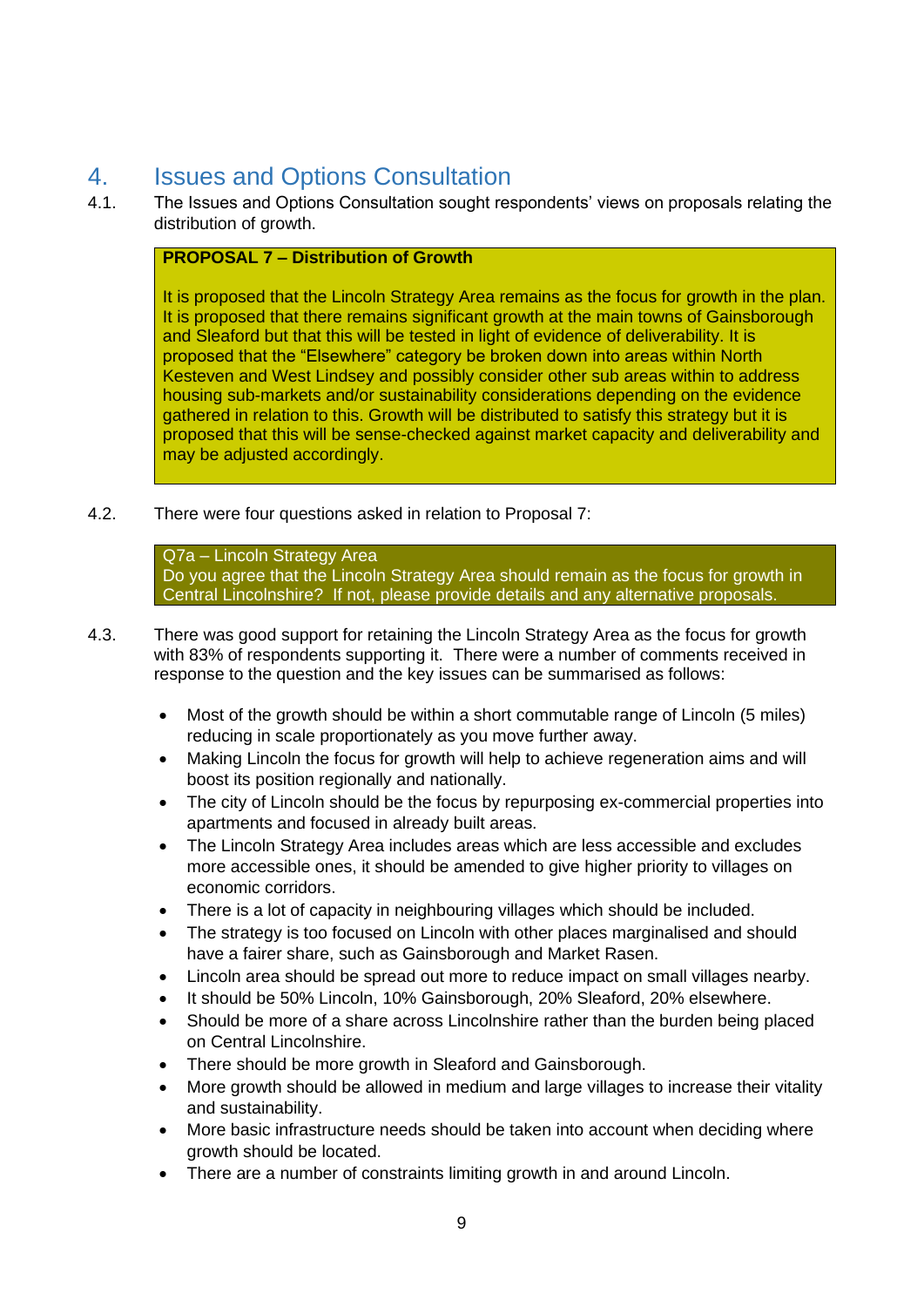# 4. Issues and Options Consultation

4.1. The Issues and Options Consultation sought respondents' views on proposals relating the distribution of growth.

> **PROPOSAL 7 – Distribution of Growth**
>
> It is proposed that the Lincoln Strategy Area remains as the focus for growth in the plan. It is proposed that there remains significant growth at the main towns of Gainsborough and Sleaford but that this will be tested in light of evidence of deliverability. It is proposed that the "Elsewhere" category be broken down into areas within North Kesteven and West Lindsey and possibly consider other sub areas within to address housing sub-markets and/or sustainability considerations depending on the evidence gathered in relation to this. Growth will be distributed to satisfy this strategy but it is proposed that this will be sense-checked against market capacity and deliverability and may be adjusted accordingly.

4.2. There were four questions asked in relation to Proposal 7:

> Q7a – Lincoln Strategy Area
> Do you agree that the Lincoln Strategy Area should remain as the focus for growth in Central Lincolnshire? If not, please provide details and any alternative proposals.

4.3. There was good support for retaining the Lincoln Strategy Area as the focus for growth with 83% of respondents supporting it. There were a number of comments received in response to the question and the key issues can be summarised as follows:

- Most of the growth should be within a short commutable range of Lincoln (5 miles) reducing in scale proportionately as you move further away.
- Making Lincoln the focus for growth will help to achieve regeneration aims and will boost its position regionally and nationally.
- The city of Lincoln should be the focus by repurposing ex-commercial properties into apartments and focused in already built areas.
- The Lincoln Strategy Area includes areas which are less accessible and excludes more accessible ones, it should be amended to give higher priority to villages on economic corridors.
- There is a lot of capacity in neighbouring villages which should be included.
- The strategy is too focused on Lincoln with other places marginalised and should have a fairer share, such as Gainsborough and Market Rasen.
- Lincoln area should be spread out more to reduce impact on small villages nearby.
- It should be 50% Lincoln, 10% Gainsborough, 20% Sleaford, 20% elsewhere.
- Should be more of a share across Lincolnshire rather than the burden being placed on Central Lincolnshire.
- There should be more growth in Sleaford and Gainsborough.
- More growth should be allowed in medium and large villages to increase their vitality and sustainability.
- More basic infrastructure needs should be taken into account when deciding where growth should be located.
- There are a number of constraints limiting growth in and around Lincoln.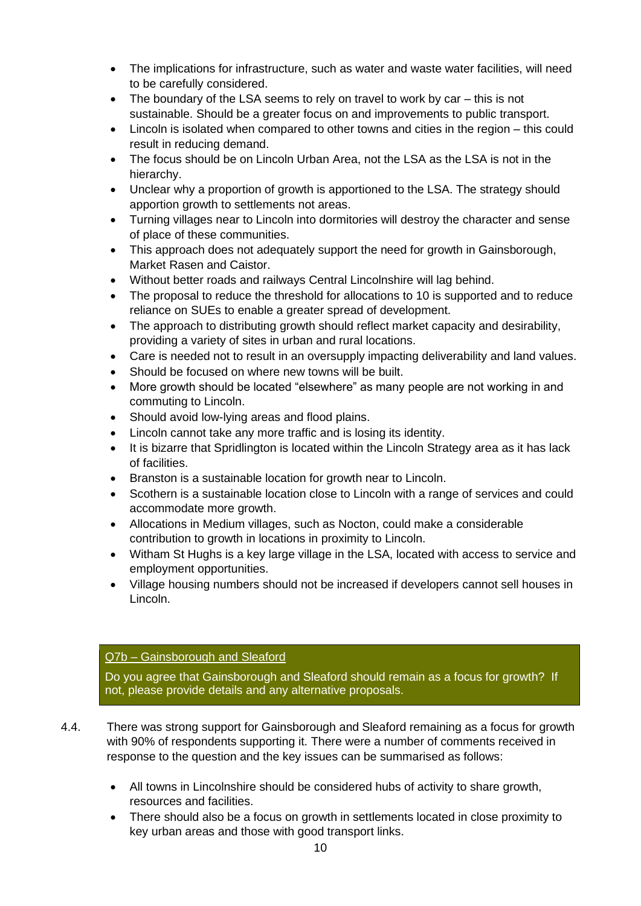- The implications for infrastructure, such as water and waste water facilities, will need to be carefully considered.
- The boundary of the LSA seems to rely on travel to work by car – this is not sustainable. Should be a greater focus on and improvements to public transport.
- Lincoln is isolated when compared to other towns and cities in the region – this could result in reducing demand.
- The focus should be on Lincoln Urban Area, not the LSA as the LSA is not in the hierarchy.
- Unclear why a proportion of growth is apportioned to the LSA. The strategy should apportion growth to settlements not areas.
- Turning villages near to Lincoln into dormitories will destroy the character and sense of place of these communities.
- This approach does not adequately support the need for growth in Gainsborough, Market Rasen and Caistor.
- Without better roads and railways Central Lincolnshire will lag behind.
- The proposal to reduce the threshold for allocations to 10 is supported and to reduce reliance on SUEs to enable a greater spread of development.
- The approach to distributing growth should reflect market capacity and desirability, providing a variety of sites in urban and rural locations.
- Care is needed not to result in an oversupply impacting deliverability and land values.
- Should be focused on where new towns will be built.
- More growth should be located "elsewhere" as many people are not working in and commuting to Lincoln.
- Should avoid low-lying areas and flood plains.
- Lincoln cannot take any more traffic and is losing its identity.
- It is bizarre that Spridlington is located within the Lincoln Strategy area as it has lack of facilities.
- Branston is a sustainable location for growth near to Lincoln.
- Scothern is a sustainable location close to Lincoln with a range of services and could accommodate more growth.
- Allocations in Medium villages, such as Nocton, could make a considerable contribution to growth in locations in proximity to Lincoln.
- Witham St Hughs is a key large village in the LSA, located with access to service and employment opportunities.
- Village housing numbers should not be increased if developers cannot sell houses in Lincoln.

> Q7b – Gainsborough and Sleaford
>
> Do you agree that Gainsborough and Sleaford should remain as a focus for growth? If not, please provide details and any alternative proposals.

4.4. There was strong support for Gainsborough and Sleaford remaining as a focus for growth with 90% of respondents supporting it. There were a number of comments received in response to the question and the key issues can be summarised as follows:

- All towns in Lincolnshire should be considered hubs of activity to share growth, resources and facilities.
- There should also be a focus on growth in settlements located in close proximity to key urban areas and those with good transport links.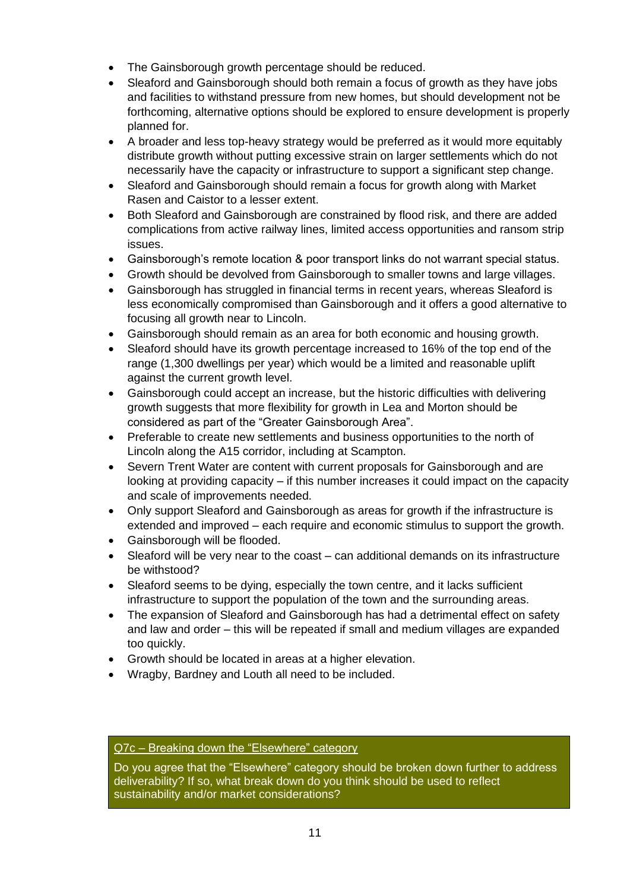- The Gainsborough growth percentage should be reduced.
- Sleaford and Gainsborough should both remain a focus of growth as they have jobs and facilities to withstand pressure from new homes, but should development not be forthcoming, alternative options should be explored to ensure development is properly planned for.
- A broader and less top-heavy strategy would be preferred as it would more equitably distribute growth without putting excessive strain on larger settlements which do not necessarily have the capacity or infrastructure to support a significant step change.
- Sleaford and Gainsborough should remain a focus for growth along with Market Rasen and Caistor to a lesser extent.
- Both Sleaford and Gainsborough are constrained by flood risk, and there are added complications from active railway lines, limited access opportunities and ransom strip issues.
- Gainsborough's remote location & poor transport links do not warrant special status.
- Growth should be devolved from Gainsborough to smaller towns and large villages.
- Gainsborough has struggled in financial terms in recent years, whereas Sleaford is less economically compromised than Gainsborough and it offers a good alternative to focusing all growth near to Lincoln.
- Gainsborough should remain as an area for both economic and housing growth.
- Sleaford should have its growth percentage increased to 16% of the top end of the range (1,300 dwellings per year) which would be a limited and reasonable uplift against the current growth level.
- Gainsborough could accept an increase, but the historic difficulties with delivering growth suggests that more flexibility for growth in Lea and Morton should be considered as part of the "Greater Gainsborough Area".
- Preferable to create new settlements and business opportunities to the north of Lincoln along the A15 corridor, including at Scampton.
- Severn Trent Water are content with current proposals for Gainsborough and are looking at providing capacity – if this number increases it could impact on the capacity and scale of improvements needed.
- Only support Sleaford and Gainsborough as areas for growth if the infrastructure is extended and improved – each require and economic stimulus to support the growth.
- Gainsborough will be flooded.
- Sleaford will be very near to the coast – can additional demands on its infrastructure be withstood?
- Sleaford seems to be dying, especially the town centre, and it lacks sufficient infrastructure to support the population of the town and the surrounding areas.
- The expansion of Sleaford and Gainsborough has had a detrimental effect on safety and law and order – this will be repeated if small and medium villages are expanded too quickly.
- Growth should be located in areas at a higher elevation.
- Wragby, Bardney and Louth all need to be included.

### Q7c – Breaking down the "Elsewhere" category

Do you agree that the "Elsewhere" category should be broken down further to address deliverability? If so, what break down do you think should be used to reflect sustainability and/or market considerations?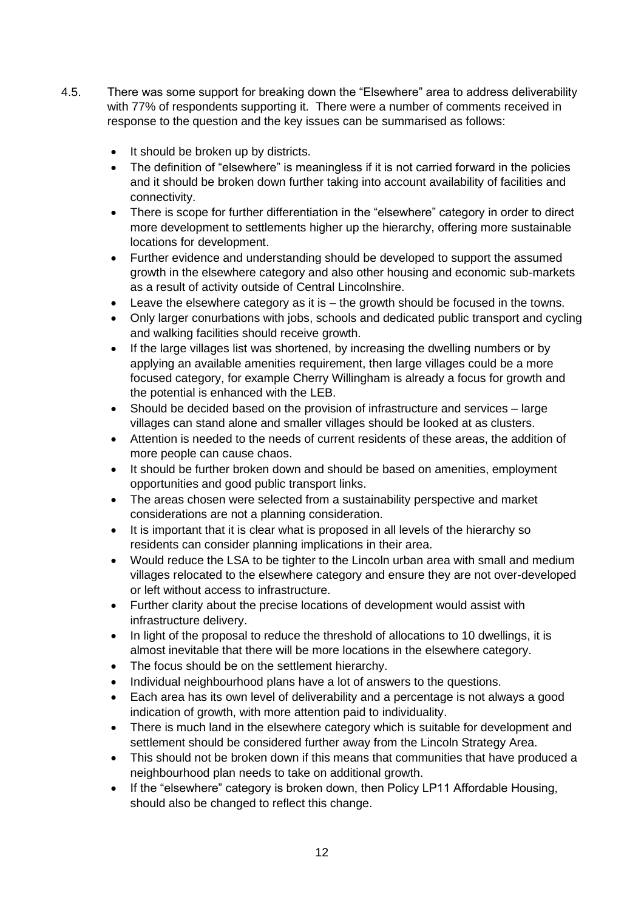4.5. There was some support for breaking down the "Elsewhere" area to address deliverability with 77% of respondents supporting it. There were a number of comments received in response to the question and the key issues can be summarised as follows:

- It should be broken up by districts.
- The definition of "elsewhere" is meaningless if it is not carried forward in the policies and it should be broken down further taking into account availability of facilities and connectivity.
- There is scope for further differentiation in the "elsewhere" category in order to direct more development to settlements higher up the hierarchy, offering more sustainable locations for development.
- Further evidence and understanding should be developed to support the assumed growth in the elsewhere category and also other housing and economic sub-markets as a result of activity outside of Central Lincolnshire.
- Leave the elsewhere category as it is – the growth should be focused in the towns.
- Only larger conurbations with jobs, schools and dedicated public transport and cycling and walking facilities should receive growth.
- If the large villages list was shortened, by increasing the dwelling numbers or by applying an available amenities requirement, then large villages could be a more focused category, for example Cherry Willingham is already a focus for growth and the potential is enhanced with the LEB.
- Should be decided based on the provision of infrastructure and services – large villages can stand alone and smaller villages should be looked at as clusters.
- Attention is needed to the needs of current residents of these areas, the addition of more people can cause chaos.
- It should be further broken down and should be based on amenities, employment opportunities and good public transport links.
- The areas chosen were selected from a sustainability perspective and market considerations are not a planning consideration.
- It is important that it is clear what is proposed in all levels of the hierarchy so residents can consider planning implications in their area.
- Would reduce the LSA to be tighter to the Lincoln urban area with small and medium villages relocated to the elsewhere category and ensure they are not over-developed or left without access to infrastructure.
- Further clarity about the precise locations of development would assist with infrastructure delivery.
- In light of the proposal to reduce the threshold of allocations to 10 dwellings, it is almost inevitable that there will be more locations in the elsewhere category.
- The focus should be on the settlement hierarchy.
- Individual neighbourhood plans have a lot of answers to the questions.
- Each area has its own level of deliverability and a percentage is not always a good indication of growth, with more attention paid to individuality.
- There is much land in the elsewhere category which is suitable for development and settlement should be considered further away from the Lincoln Strategy Area.
- This should not be broken down if this means that communities that have produced a neighbourhood plan needs to take on additional growth.
- If the "elsewhere" category is broken down, then Policy LP11 Affordable Housing, should also be changed to reflect this change.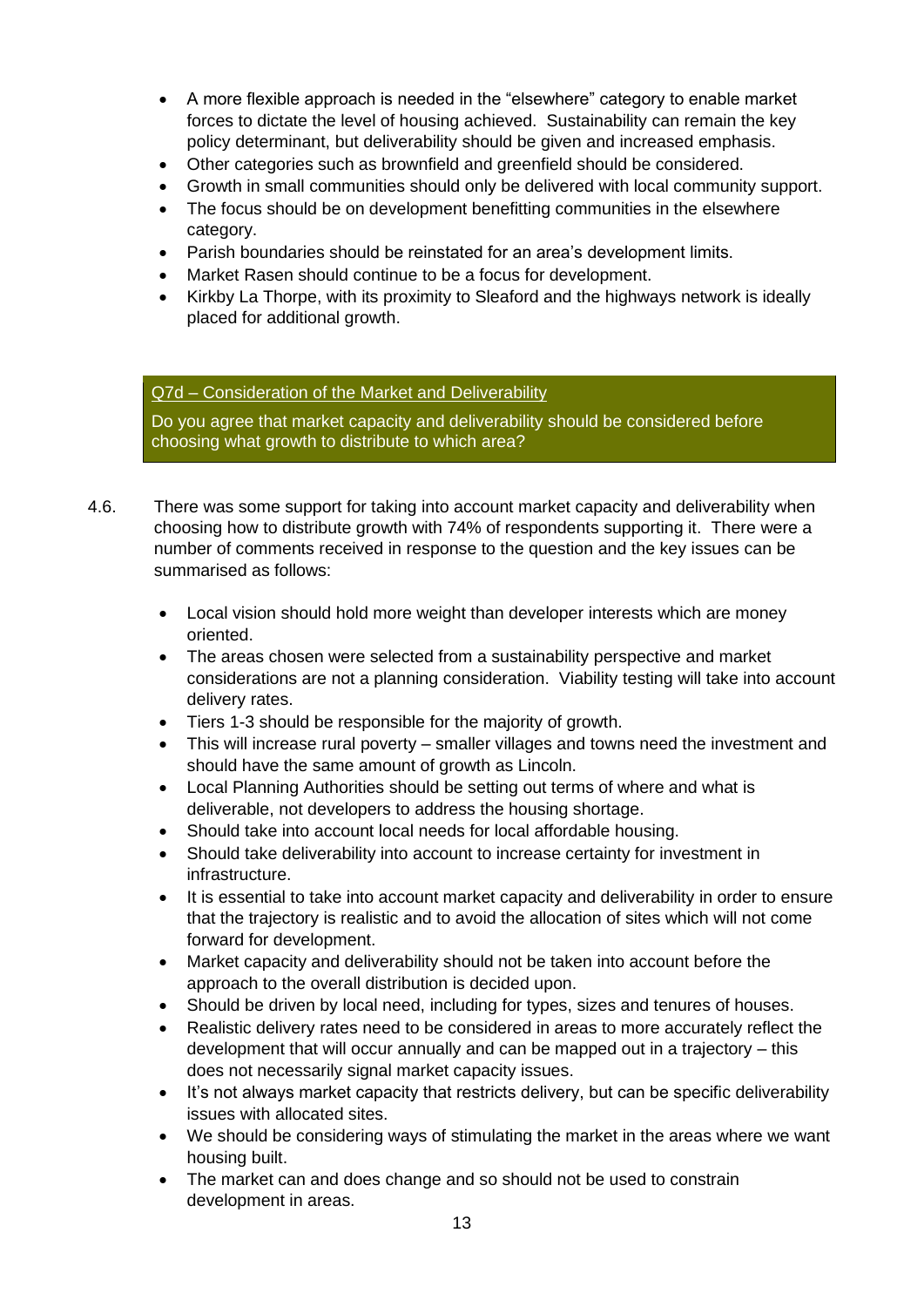- A more flexible approach is needed in the "elsewhere" category to enable market forces to dictate the level of housing achieved. Sustainability can remain the key policy determinant, but deliverability should be given and increased emphasis.
- Other categories such as brownfield and greenfield should be considered.
- Growth in small communities should only be delivered with local community support.
- The focus should be on development benefitting communities in the elsewhere category.
- Parish boundaries should be reinstated for an area's development limits.
- Market Rasen should continue to be a focus for development.
- Kirkby La Thorpe, with its proximity to Sleaford and the highways network is ideally placed for additional growth.

> **Q7d – Consideration of the Market and Deliverability**
>
> Do you agree that market capacity and deliverability should be considered before choosing what growth to distribute to which area?

4.6. There was some support for taking into account market capacity and deliverability when choosing how to distribute growth with 74% of respondents supporting it. There were a number of comments received in response to the question and the key issues can be summarised as follows:

- Local vision should hold more weight than developer interests which are money oriented.
- The areas chosen were selected from a sustainability perspective and market considerations are not a planning consideration. Viability testing will take into account delivery rates.
- Tiers 1-3 should be responsible for the majority of growth.
- This will increase rural poverty – smaller villages and towns need the investment and should have the same amount of growth as Lincoln.
- Local Planning Authorities should be setting out terms of where and what is deliverable, not developers to address the housing shortage.
- Should take into account local needs for local affordable housing.
- Should take deliverability into account to increase certainty for investment in infrastructure.
- It is essential to take into account market capacity and deliverability in order to ensure that the trajectory is realistic and to avoid the allocation of sites which will not come forward for development.
- Market capacity and deliverability should not be taken into account before the approach to the overall distribution is decided upon.
- Should be driven by local need, including for types, sizes and tenures of houses.
- Realistic delivery rates need to be considered in areas to more accurately reflect the development that will occur annually and can be mapped out in a trajectory – this does not necessarily signal market capacity issues.
- It's not always market capacity that restricts delivery, but can be specific deliverability issues with allocated sites.
- We should be considering ways of stimulating the market in the areas where we want housing built.
- The market can and does change and so should not be used to constrain development in areas.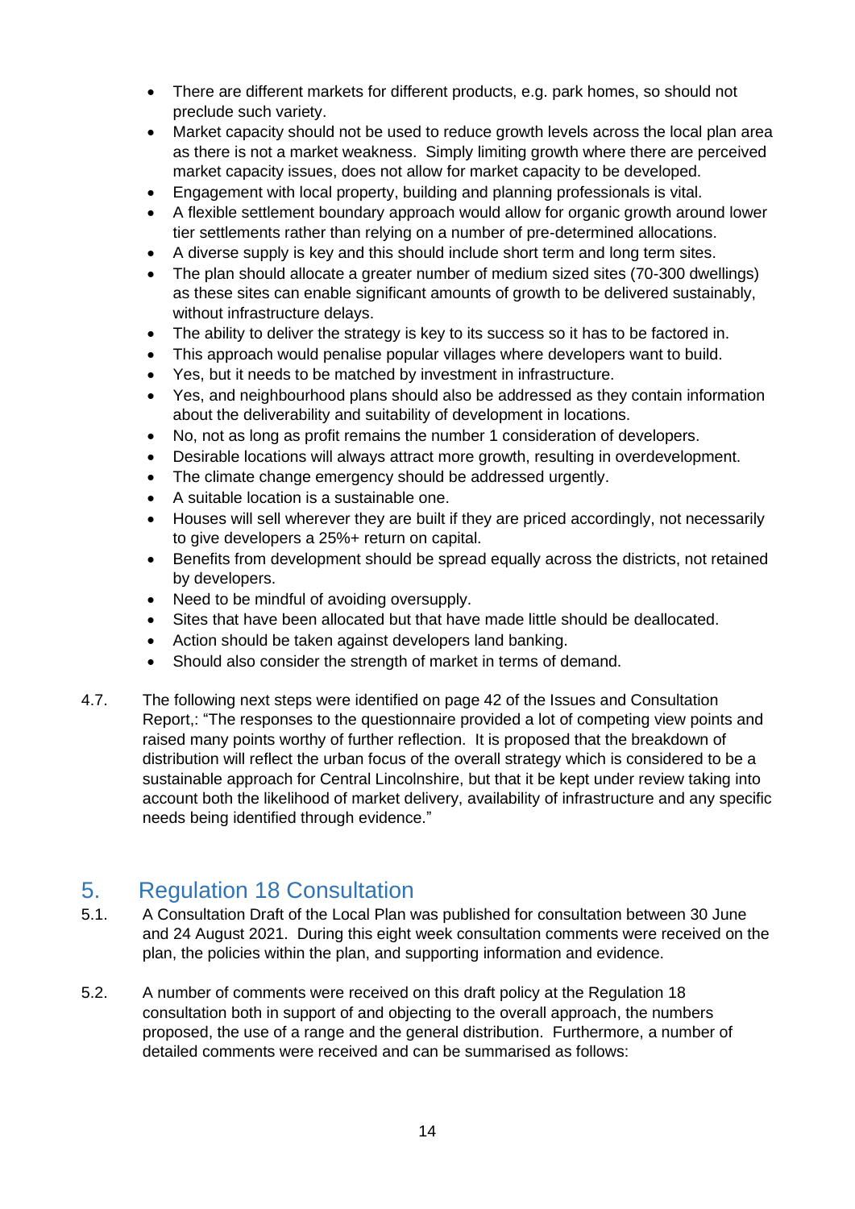- There are different markets for different products, e.g. park homes, so should not preclude such variety.
- Market capacity should not be used to reduce growth levels across the local plan area as there is not a market weakness. Simply limiting growth where there are perceived market capacity issues, does not allow for market capacity to be developed.
- Engagement with local property, building and planning professionals is vital.
- A flexible settlement boundary approach would allow for organic growth around lower tier settlements rather than relying on a number of pre-determined allocations.
- A diverse supply is key and this should include short term and long term sites.
- The plan should allocate a greater number of medium sized sites (70-300 dwellings) as these sites can enable significant amounts of growth to be delivered sustainably, without infrastructure delays.
- The ability to deliver the strategy is key to its success so it has to be factored in.
- This approach would penalise popular villages where developers want to build.
- Yes, but it needs to be matched by investment in infrastructure.
- Yes, and neighbourhood plans should also be addressed as they contain information about the deliverability and suitability of development in locations.
- No, not as long as profit remains the number 1 consideration of developers.
- Desirable locations will always attract more growth, resulting in overdevelopment.
- The climate change emergency should be addressed urgently.
- A suitable location is a sustainable one.
- Houses will sell wherever they are built if they are priced accordingly, not necessarily to give developers a 25%+ return on capital.
- Benefits from development should be spread equally across the districts, not retained by developers.
- Need to be mindful of avoiding oversupply.
- Sites that have been allocated but that have made little should be deallocated.
- Action should be taken against developers land banking.
- Should also consider the strength of market in terms of demand.

4.7. The following next steps were identified on page 42 of the Issues and Consultation Report,: "The responses to the questionnaire provided a lot of competing view points and raised many points worthy of further reflection. It is proposed that the breakdown of distribution will reflect the urban focus of the overall strategy which is considered to be a sustainable approach for Central Lincolnshire, but that it be kept under review taking into account both the likelihood of market delivery, availability of infrastructure and any specific needs being identified through evidence."

## 5. Regulation 18 Consultation

5.1. A Consultation Draft of the Local Plan was published for consultation between 30 June and 24 August 2021. During this eight week consultation comments were received on the plan, the policies within the plan, and supporting information and evidence.

5.2. A number of comments were received on this draft policy at the Regulation 18 consultation both in support of and objecting to the overall approach, the numbers proposed, the use of a range and the general distribution. Furthermore, a number of detailed comments were received and can be summarised as follows: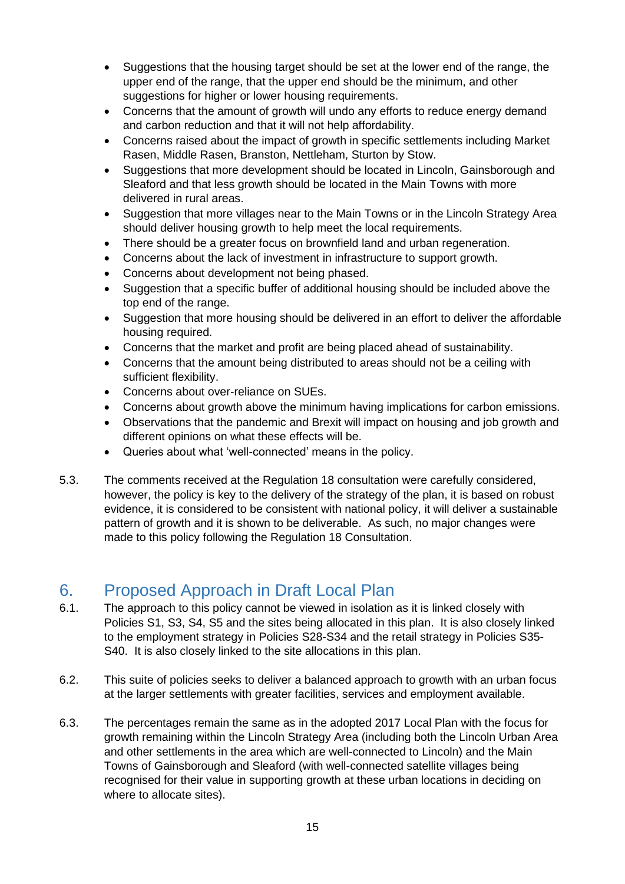- Suggestions that the housing target should be set at the lower end of the range, the upper end of the range, that the upper end should be the minimum, and other suggestions for higher or lower housing requirements.
- Concerns that the amount of growth will undo any efforts to reduce energy demand and carbon reduction and that it will not help affordability.
- Concerns raised about the impact of growth in specific settlements including Market Rasen, Middle Rasen, Branston, Nettleham, Sturton by Stow.
- Suggestions that more development should be located in Lincoln, Gainsborough and Sleaford and that less growth should be located in the Main Towns with more delivered in rural areas.
- Suggestion that more villages near to the Main Towns or in the Lincoln Strategy Area should deliver housing growth to help meet the local requirements.
- There should be a greater focus on brownfield land and urban regeneration.
- Concerns about the lack of investment in infrastructure to support growth.
- Concerns about development not being phased.
- Suggestion that a specific buffer of additional housing should be included above the top end of the range.
- Suggestion that more housing should be delivered in an effort to deliver the affordable housing required.
- Concerns that the market and profit are being placed ahead of sustainability.
- Concerns that the amount being distributed to areas should not be a ceiling with sufficient flexibility.
- Concerns about over-reliance on SUEs.
- Concerns about growth above the minimum having implications for carbon emissions.
- Observations that the pandemic and Brexit will impact on housing and job growth and different opinions on what these effects will be.
- Queries about what 'well-connected' means in the policy.

5.3. The comments received at the Regulation 18 consultation were carefully considered, however, the policy is key to the delivery of the strategy of the plan, it is based on robust evidence, it is considered to be consistent with national policy, it will deliver a sustainable pattern of growth and it is shown to be deliverable. As such, no major changes were made to this policy following the Regulation 18 Consultation.

## 6. Proposed Approach in Draft Local Plan

6.1. The approach to this policy cannot be viewed in isolation as it is linked closely with Policies S1, S3, S4, S5 and the sites being allocated in this plan. It is also closely linked to the employment strategy in Policies S28-S34 and the retail strategy in Policies S35-S40. It is also closely linked to the site allocations in this plan.

6.2. This suite of policies seeks to deliver a balanced approach to growth with an urban focus at the larger settlements with greater facilities, services and employment available.

6.3. The percentages remain the same as in the adopted 2017 Local Plan with the focus for growth remaining within the Lincoln Strategy Area (including both the Lincoln Urban Area and other settlements in the area which are well-connected to Lincoln) and the Main Towns of Gainsborough and Sleaford (with well-connected satellite villages being recognised for their value in supporting growth at these urban locations in deciding on where to allocate sites).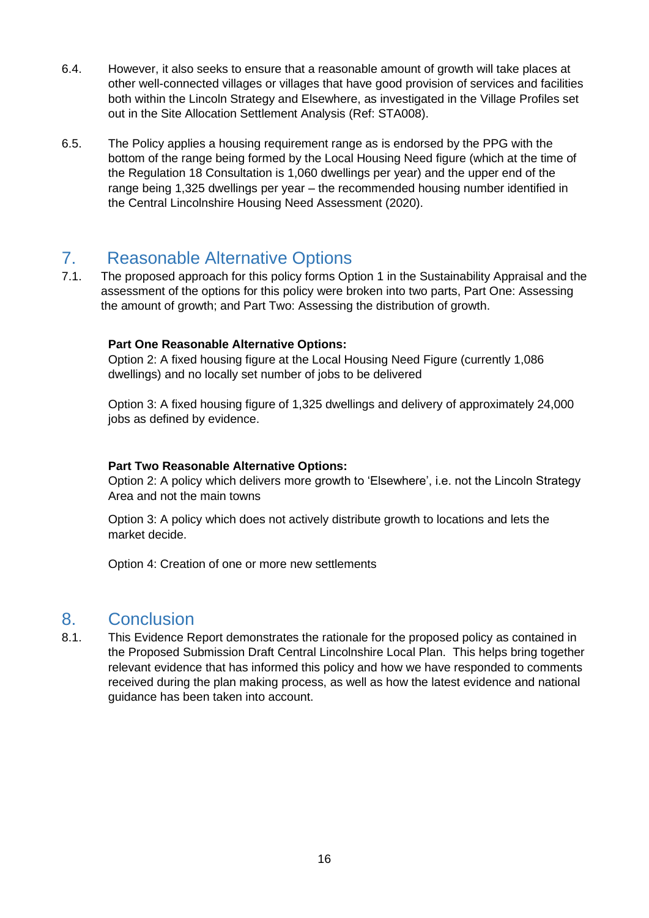6.4. However, it also seeks to ensure that a reasonable amount of growth will take places at other well-connected villages or villages that have good provision of services and facilities both within the Lincoln Strategy and Elsewhere, as investigated in the Village Profiles set out in the Site Allocation Settlement Analysis (Ref: STA008).

6.5. The Policy applies a housing requirement range as is endorsed by the PPG with the bottom of the range being formed by the Local Housing Need figure (which at the time of the Regulation 18 Consultation is 1,060 dwellings per year) and the upper end of the range being 1,325 dwellings per year – the recommended housing number identified in the Central Lincolnshire Housing Need Assessment (2020).

## 7. Reasonable Alternative Options

7.1. The proposed approach for this policy forms Option 1 in the Sustainability Appraisal and the assessment of the options for this policy were broken into two parts, Part One: Assessing the amount of growth; and Part Two: Assessing the distribution of growth.

**Part One Reasonable Alternative Options:**

Option 2: A fixed housing figure at the Local Housing Need Figure (currently 1,086 dwellings) and no locally set number of jobs to be delivered

Option 3: A fixed housing figure of 1,325 dwellings and delivery of approximately 24,000 jobs as defined by evidence.

**Part Two Reasonable Alternative Options:**

Option 2: A policy which delivers more growth to 'Elsewhere', i.e. not the Lincoln Strategy Area and not the main towns

Option 3: A policy which does not actively distribute growth to locations and lets the market decide.

Option 4: Creation of one or more new settlements

## 8. Conclusion

8.1. This Evidence Report demonstrates the rationale for the proposed policy as contained in the Proposed Submission Draft Central Lincolnshire Local Plan. This helps bring together relevant evidence that has informed this policy and how we have responded to comments received during the plan making process, as well as how the latest evidence and national guidance has been taken into account.